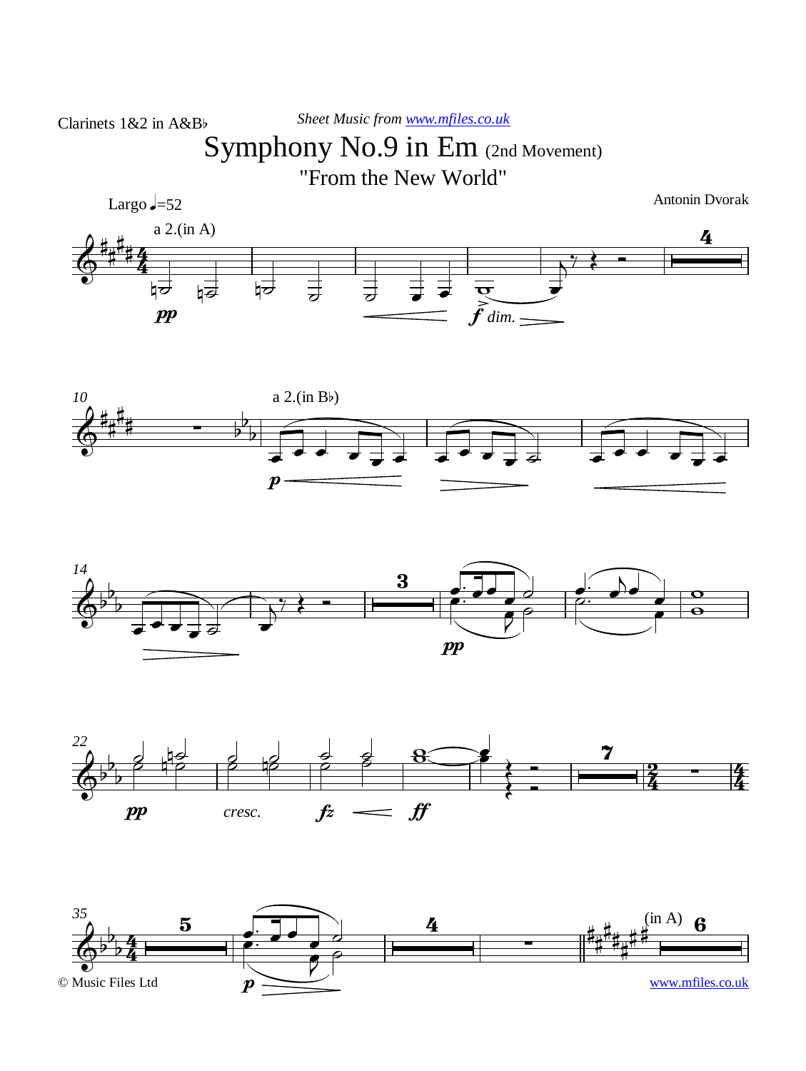Clarinets 1&2 in A&B♭

*Sheet Music from www.mfiles.co.uk*

# Symphony No.9 in Em (2nd Movement)

## "From the New World"

Antonin Dvorak

Largo ♩=52

© Music Files Ltd

www.mfiles.co.uk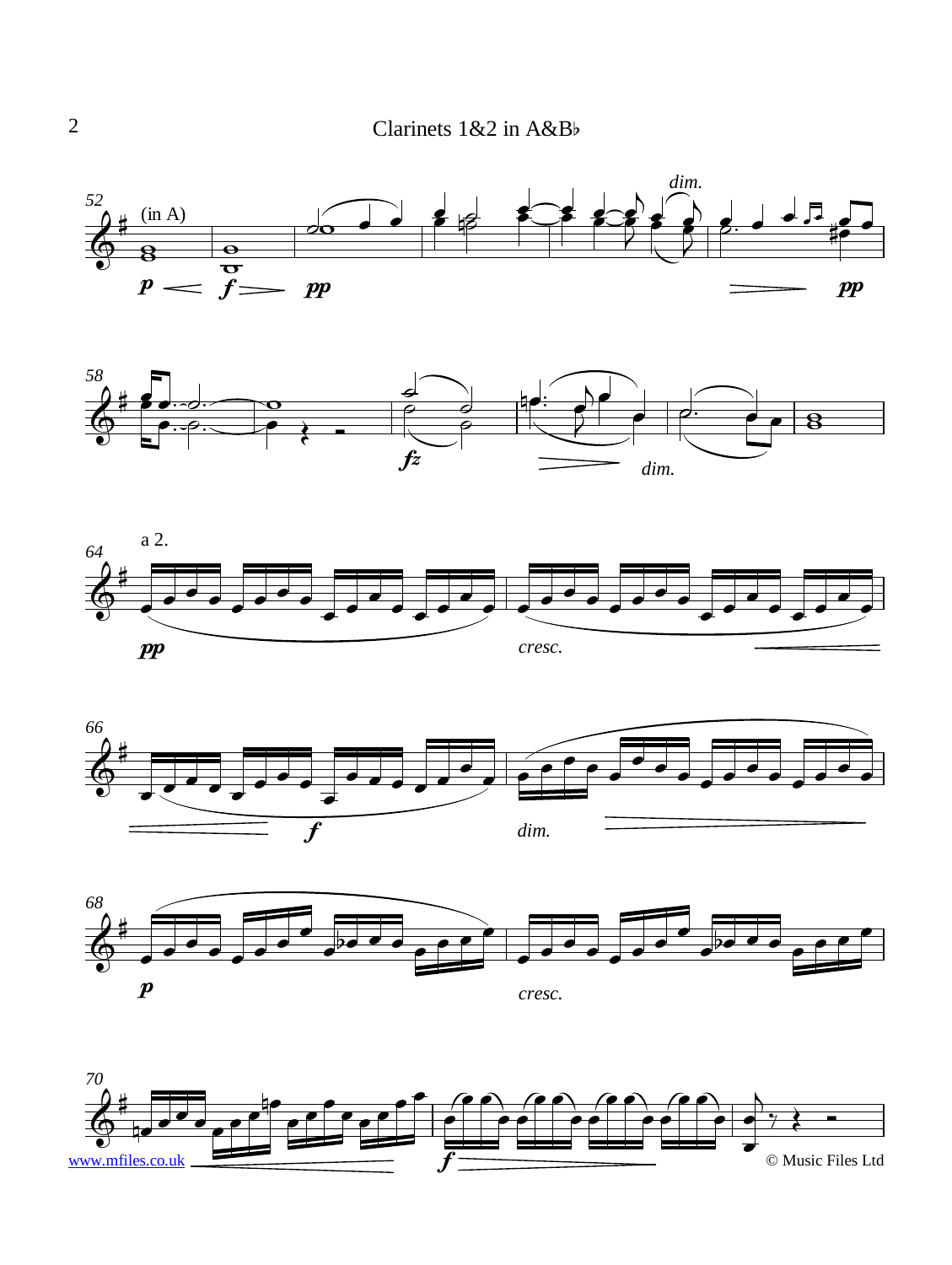Clarinets 1&2 in A&B♭

(in A)

*dim.*

a 2.

*cresc.*

*dim.*

*cresc.*

www.mfiles.co.uk

© Music Files Ltd